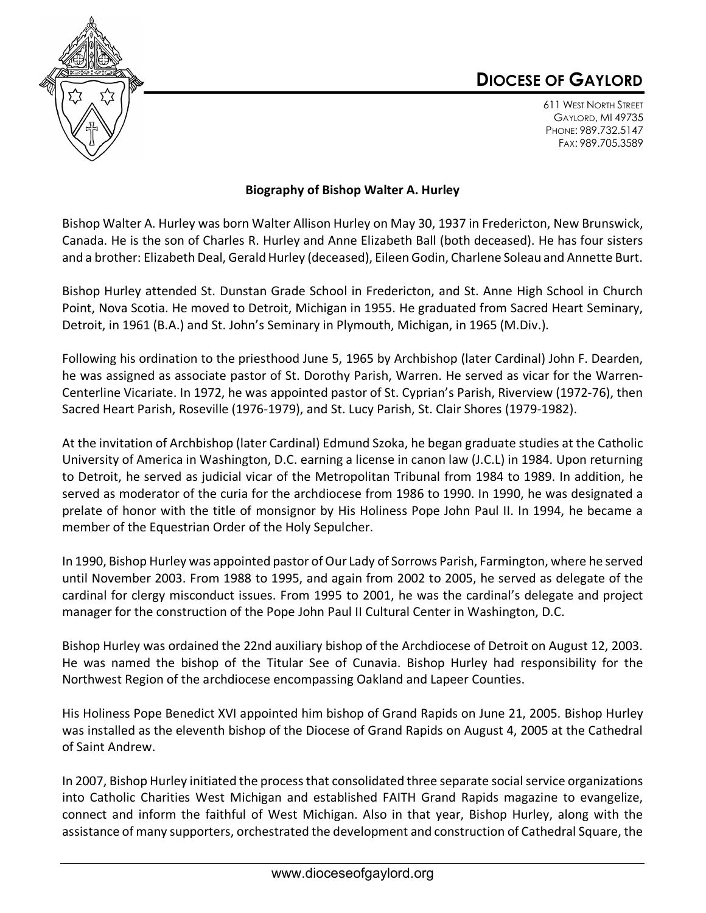# DIOCESE OF GAYLORD

611 WEST NORTH STREET
GAYLORD, MI 49735
PHONE: 989.732.5147
FAX: 989.705.3589

**Biography of Bishop Walter A. Hurley**

Bishop Walter A. Hurley was born Walter Allison Hurley on May 30, 1937 in Fredericton, New Brunswick, Canada. He is the son of Charles R. Hurley and Anne Elizabeth Ball (both deceased). He has four sisters and a brother: Elizabeth Deal, Gerald Hurley (deceased), Eileen Godin, Charlene Soleau and Annette Burt.

Bishop Hurley attended St. Dunstan Grade School in Fredericton, and St. Anne High School in Church Point, Nova Scotia. He moved to Detroit, Michigan in 1955. He graduated from Sacred Heart Seminary, Detroit, in 1961 (B.A.) and St. John's Seminary in Plymouth, Michigan, in 1965 (M.Div.).

Following his ordination to the priesthood June 5, 1965 by Archbishop (later Cardinal) John F. Dearden, he was assigned as associate pastor of St. Dorothy Parish, Warren. He served as vicar for the Warren-Centerline Vicariate. In 1972, he was appointed pastor of St. Cyprian's Parish, Riverview (1972-76), then Sacred Heart Parish, Roseville (1976-1979), and St. Lucy Parish, St. Clair Shores (1979-1982).

At the invitation of Archbishop (later Cardinal) Edmund Szoka, he began graduate studies at the Catholic University of America in Washington, D.C. earning a license in canon law (J.C.L) in 1984. Upon returning to Detroit, he served as judicial vicar of the Metropolitan Tribunal from 1984 to 1989. In addition, he served as moderator of the curia for the archdiocese from 1986 to 1990. In 1990, he was designated a prelate of honor with the title of monsignor by His Holiness Pope John Paul II. In 1994, he became a member of the Equestrian Order of the Holy Sepulcher.

In 1990, Bishop Hurley was appointed pastor of Our Lady of Sorrows Parish, Farmington, where he served until November 2003. From 1988 to 1995, and again from 2002 to 2005, he served as delegate of the cardinal for clergy misconduct issues. From 1995 to 2001, he was the cardinal's delegate and project manager for the construction of the Pope John Paul II Cultural Center in Washington, D.C.

Bishop Hurley was ordained the 22nd auxiliary bishop of the Archdiocese of Detroit on August 12, 2003. He was named the bishop of the Titular See of Cunavia. Bishop Hurley had responsibility for the Northwest Region of the archdiocese encompassing Oakland and Lapeer Counties.

His Holiness Pope Benedict XVI appointed him bishop of Grand Rapids on June 21, 2005. Bishop Hurley was installed as the eleventh bishop of the Diocese of Grand Rapids on August 4, 2005 at the Cathedral of Saint Andrew.

In 2007, Bishop Hurley initiated the process that consolidated three separate social service organizations into Catholic Charities West Michigan and established FAITH Grand Rapids magazine to evangelize, connect and inform the faithful of West Michigan. Also in that year, Bishop Hurley, along with the assistance of many supporters, orchestrated the development and construction of Cathedral Square, the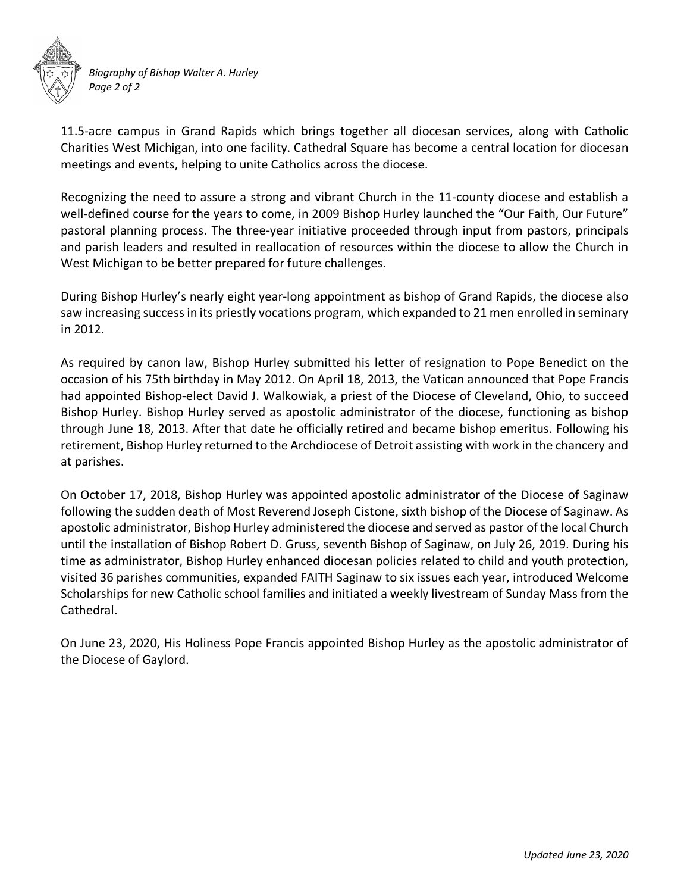11.5-acre campus in Grand Rapids which brings together all diocesan services, along with Catholic Charities West Michigan, into one facility. Cathedral Square has become a central location for diocesan meetings and events, helping to unite Catholics across the diocese.

Recognizing the need to assure a strong and vibrant Church in the 11-county diocese and establish a well-defined course for the years to come, in 2009 Bishop Hurley launched the "Our Faith, Our Future" pastoral planning process. The three-year initiative proceeded through input from pastors, principals and parish leaders and resulted in reallocation of resources within the diocese to allow the Church in West Michigan to be better prepared for future challenges.

During Bishop Hurley's nearly eight year-long appointment as bishop of Grand Rapids, the diocese also saw increasing success in its priestly vocations program, which expanded to 21 men enrolled in seminary in 2012.

As required by canon law, Bishop Hurley submitted his letter of resignation to Pope Benedict on the occasion of his 75th birthday in May 2012. On April 18, 2013, the Vatican announced that Pope Francis had appointed Bishop-elect David J. Walkowiak, a priest of the Diocese of Cleveland, Ohio, to succeed Bishop Hurley. Bishop Hurley served as apostolic administrator of the diocese, functioning as bishop through June 18, 2013. After that date he officially retired and became bishop emeritus. Following his retirement, Bishop Hurley returned to the Archdiocese of Detroit assisting with work in the chancery and at parishes.

On October 17, 2018, Bishop Hurley was appointed apostolic administrator of the Diocese of Saginaw following the sudden death of Most Reverend Joseph Cistone, sixth bishop of the Diocese of Saginaw. As apostolic administrator, Bishop Hurley administered the diocese and served as pastor of the local Church until the installation of Bishop Robert D. Gruss, seventh Bishop of Saginaw, on July 26, 2019. During his time as administrator, Bishop Hurley enhanced diocesan policies related to child and youth protection, visited 36 parishes communities, expanded FAITH Saginaw to six issues each year, introduced Welcome Scholarships for new Catholic school families and initiated a weekly livestream of Sunday Mass from the Cathedral.

On June 23, 2020, His Holiness Pope Francis appointed Bishop Hurley as the apostolic administrator of the Diocese of Gaylord.

*Updated June 23, 2020*